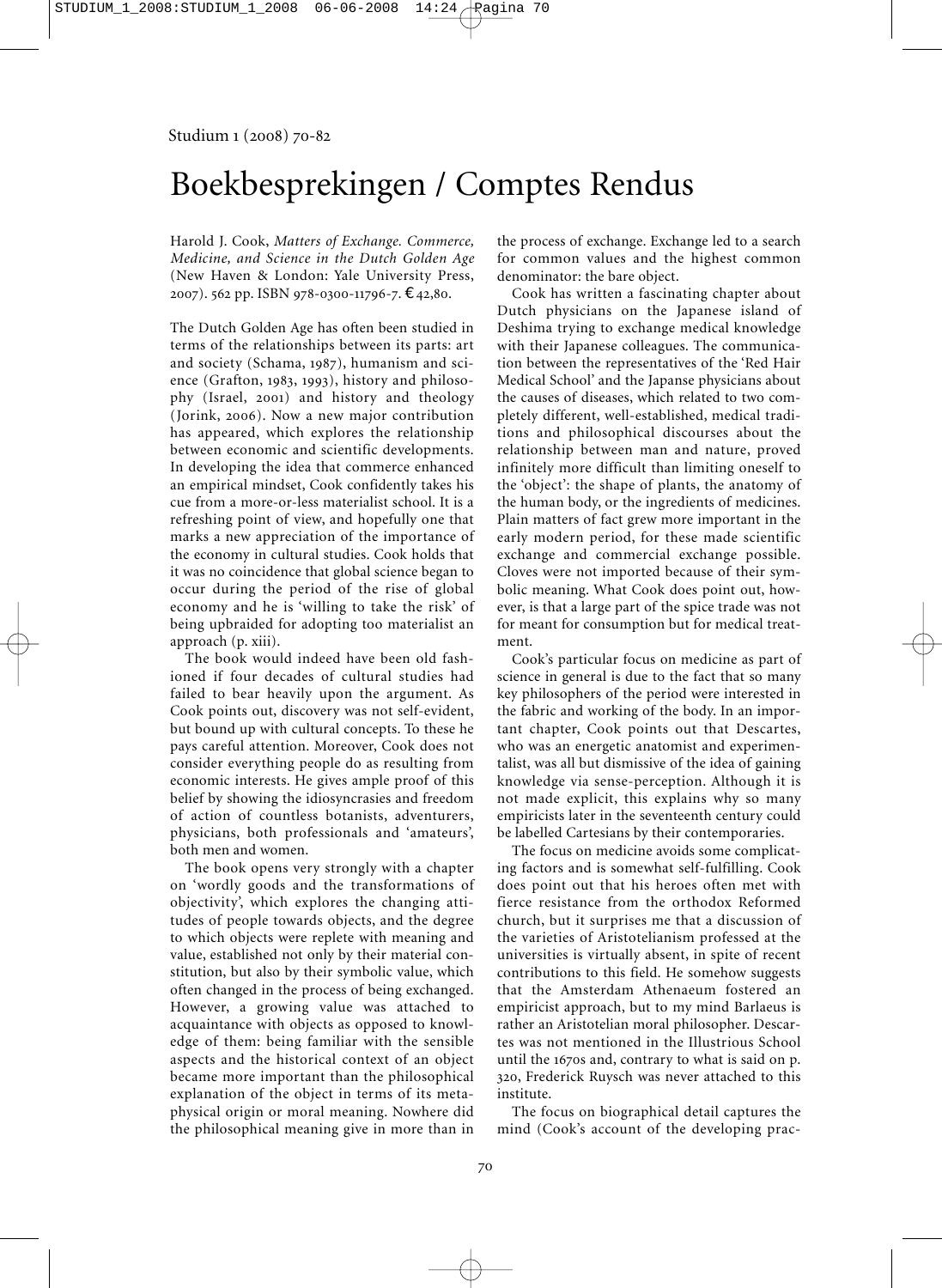# Boekbesprekingen / Comptes Rendus

Harold J. Cook, *Matters of Exchange. Commerce, Medicine, and Science in the Dutch Golden Age* (New Haven & London: Yale University Press, 2007). 562 pp. ISBN 978-0300-11796-7. € 42,80.

The Dutch Golden Age has often been studied in terms of the relationships between its parts: art and society (Schama, 1987), humanism and science (Grafton, 1983, 1993), history and philosophy (Israel, 2001) and history and theology (Jorink, 2006). Now a new major contribution has appeared, which explores the relationship between economic and scientific developments. In developing the idea that commerce enhanced an empirical mindset, Cook confidently takes his cue from a more-or-less materialist school. It is a refreshing point of view, and hopefully one that marks a new appreciation of the importance of the economy in cultural studies. Cook holds that it was no coincidence that global science began to occur during the period of the rise of global economy and he is 'willing to take the risk' of being upbraided for adopting too materialist an approach (p. xiii).

The book would indeed have been old fashioned if four decades of cultural studies had failed to bear heavily upon the argument. As Cook points out, discovery was not self-evident, but bound up with cultural concepts. To these he pays careful attention. Moreover, Cook does not consider everything people do as resulting from economic interests. He gives ample proof of this belief by showing the idiosyncrasies and freedom of action of countless botanists, adventurers, physicians, both professionals and 'amateurs', both men and women.

The book opens very strongly with a chapter on 'wordly goods and the transformations of objectivity', which explores the changing attitudes of people towards objects, and the degree to which objects were replete with meaning and value, established not only by their material constitution, but also by their symbolic value, which often changed in the process of being exchanged. However, a growing value was attached to acquaintance with objects as opposed to knowledge of them: being familiar with the sensible aspects and the historical context of an object became more important than the philosophical explanation of the object in terms of its metaphysical origin or moral meaning. Nowhere did the philosophical meaning give in more than in the process of exchange. Exchange led to a search for common values and the highest common denominator: the bare object.

Cook has written a fascinating chapter about Dutch physicians on the Japanese island of Deshima trying to exchange medical knowledge with their Japanese colleagues. The communication between the representatives of the 'Red Hair Medical School' and the Japanse physicians about the causes of diseases, which related to two completely different, well-established, medical traditions and philosophical discourses about the relationship between man and nature, proved infinitely more difficult than limiting oneself to the 'object': the shape of plants, the anatomy of the human body, or the ingredients of medicines. Plain matters of fact grew more important in the early modern period, for these made scientific exchange and commercial exchange possible. Cloves were not imported because of their symbolic meaning. What Cook does point out, however, is that a large part of the spice trade was not for meant for consumption but for medical treatment.

Cook's particular focus on medicine as part of science in general is due to the fact that so many key philosophers of the period were interested in the fabric and working of the body. In an important chapter, Cook points out that Descartes, who was an energetic anatomist and experimentalist, was all but dismissive of the idea of gaining knowledge via sense-perception. Although it is not made explicit, this explains why so many empiricists later in the seventeenth century could be labelled Cartesians by their contemporaries.

The focus on medicine avoids some complicating factors and is somewhat self-fulfilling. Cook does point out that his heroes often met with fierce resistance from the orthodox Reformed church, but it surprises me that a discussion of the varieties of Aristotelianism professed at the universities is virtually absent, in spite of recent contributions to this field. He somehow suggests that the Amsterdam Athenaeum fostered an empiricist approach, but to my mind Barlaeus is rather an Aristotelian moral philosopher. Descartes was not mentioned in the Illustrious School until the 1670s and, contrary to what is said on p. 320, Frederick Ruysch was never attached to this institute.

The focus on biographical detail captures the mind (Cook's account of the developing prac-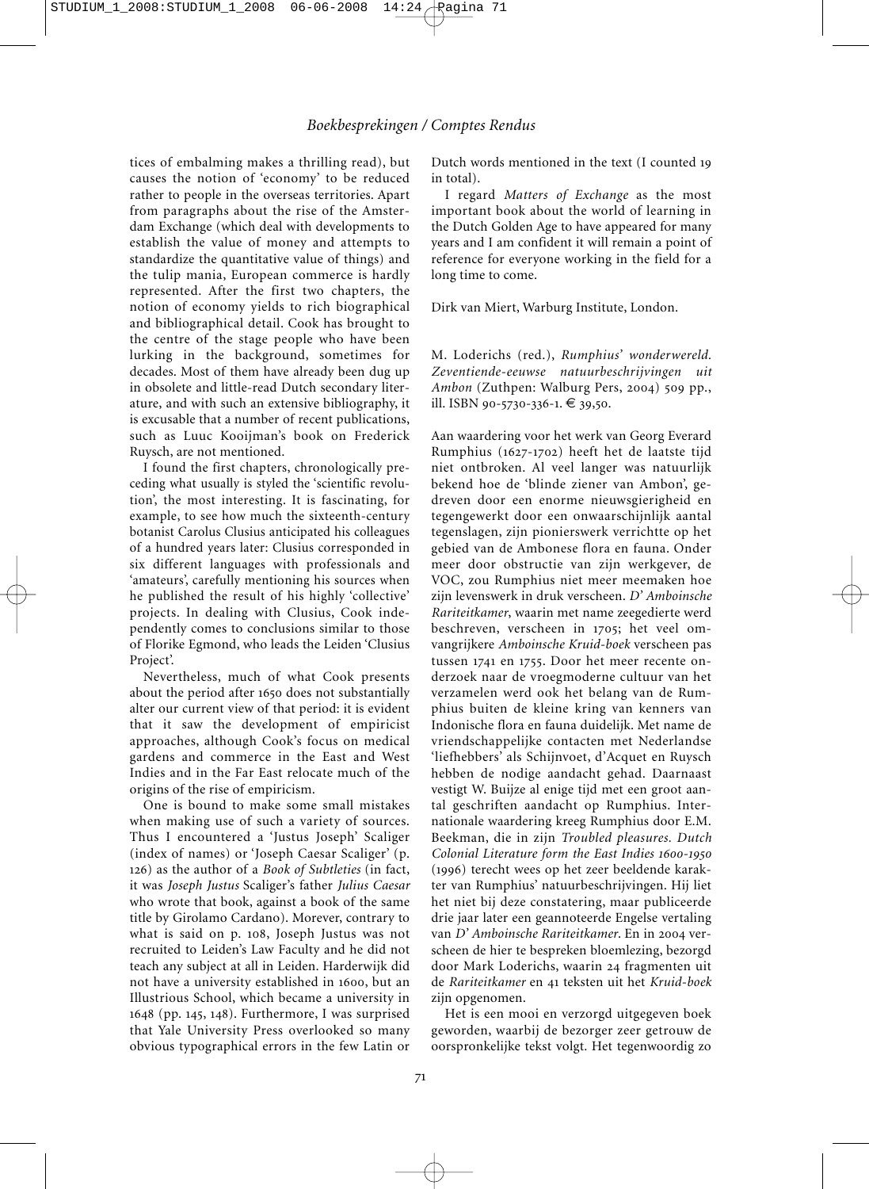tices of embalming makes a thrilling read), but causes the notion of 'economy' to be reduced rather to people in the overseas territories. Apart from paragraphs about the rise of the Amsterdam Exchange (which deal with developments to establish the value of money and attempts to standardize the quantitative value of things) and the tulip mania, European commerce is hardly represented. After the first two chapters, the notion of economy yields to rich biographical and bibliographical detail. Cook has brought to the centre of the stage people who have been lurking in the background, sometimes for decades. Most of them have already been dug up in obsolete and little-read Dutch secondary literature, and with such an extensive bibliography, it is excusable that a number of recent publications, such as Luuc Kooijman's book on Frederick Ruysch, are not mentioned.

I found the first chapters, chronologically preceding what usually is styled the 'scientific revolution', the most interesting. It is fascinating, for example, to see how much the sixteenth-century botanist Carolus Clusius anticipated his colleagues of a hundred years later: Clusius corresponded in six different languages with professionals and 'amateurs', carefully mentioning his sources when he published the result of his highly 'collective' projects. In dealing with Clusius, Cook independently comes to conclusions similar to those of Florike Egmond, who leads the Leiden 'Clusius Project'.

Nevertheless, much of what Cook presents about the period after 1650 does not substantially alter our current view of that period: it is evident that it saw the development of empiricist approaches, although Cook's focus on medical gardens and commerce in the East and West Indies and in the Far East relocate much of the origins of the rise of empiricism.

One is bound to make some small mistakes when making use of such a variety of sources. Thus I encountered a 'Justus Joseph' Scaliger (index of names) or 'Joseph Caesar Scaliger' (p. 126) as the author of a *Book of Subtleties* (in fact, it was *Joseph Justus* Scaliger's father *Julius Caesar* who wrote that book, against a book of the same title by Girolamo Cardano). Morever, contrary to what is said on p. 108, Joseph Justus was not recruited to Leiden's Law Faculty and he did not teach any subject at all in Leiden. Harderwijk did not have a university established in 1600, but an Illustrious School, which became a university in 1648 (pp. 145, 148). Furthermore, I was surprised that Yale University Press overlooked so many obvious typographical errors in the few Latin or Dutch words mentioned in the text (I counted 19 in total).

I regard *Matters of Exchange* as the most important book about the world of learning in the Dutch Golden Age to have appeared for many years and I am confident it will remain a point of reference for everyone working in the field for a long time to come.

Dirk van Miert, Warburg Institute, London.

M. Loderichs (red.), *Rumphius' wonderwereld. Zeventiende-eeuwse natuurbeschrijvingen uit Ambon* (Zuthpen: Walburg Pers, 2004) 509 pp., ill. ISBN 90-5730-336-1. € 39,50.

Aan waardering voor het werk van Georg Everard Rumphius (1627-1702) heeft het de laatste tijd niet ontbroken. Al veel langer was natuurlijk bekend hoe de 'blinde ziener van Ambon', gedreven door een enorme nieuwsgierigheid en tegengewerkt door een onwaarschijnlijk aantal tegenslagen, zijn pionierswerk verrichtte op het gebied van de Ambonese flora en fauna. Onder meer door obstructie van zijn werkgever, de VOC, zou Rumphius niet meer meemaken hoe zijn levenswerk in druk verscheen. *D' Amboinsche Rariteitkamer*, waarin met name zeegedierte werd beschreven, verscheen in 1705; het veel omvangrijkere *Amboinsche Kruid-boek* verscheen pas tussen 1741 en 1755. Door het meer recente onderzoek naar de vroegmoderne cultuur van het verzamelen werd ook het belang van de Rumphius buiten de kleine kring van kenners van Indonische flora en fauna duidelijk. Met name de vriendschappelijke contacten met Nederlandse 'liefhebbers' als Schijnvoet, d'Acquet en Ruysch hebben de nodige aandacht gehad. Daarnaast vestigt W. Buijze al enige tijd met een groot aantal geschriften aandacht op Rumphius. Internationale waardering kreeg Rumphius door E.M. Beekman, die in zijn *Troubled pleasures. Dutch Colonial Literature form the East Indies 1600-1950* (1996) terecht wees op het zeer beeldende karakter van Rumphius' natuurbeschrijvingen. Hij liet het niet bij deze constatering, maar publiceerde drie jaar later een geannoteerde Engelse vertaling van *D' Amboinsche Rariteitkamer*. En in 2004 verscheen de hier te bespreken bloemlezing, bezorgd door Mark Loderichs, waarin 24 fragmenten uit de *Rariteitkamer* en 41 teksten uit het *Kruid-boek* zijn opgenomen.

Het is een mooi en verzorgd uitgegeven boek geworden, waarbij de bezorger zeer getrouw de oorspronkelijke tekst volgt. Het tegenwoordig zo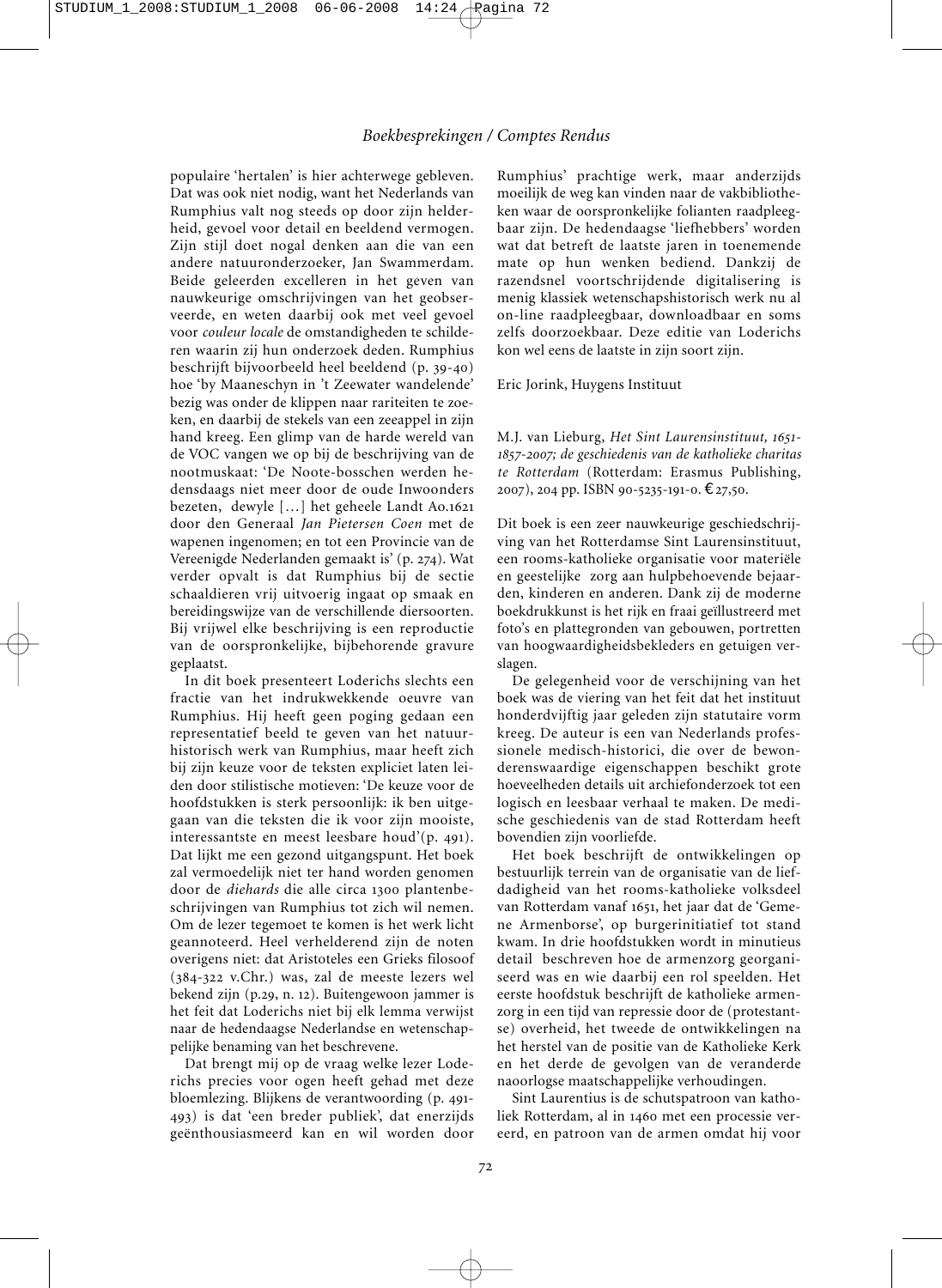populaire 'hertalen' is hier achterwege gebleven. Dat was ook niet nodig, want het Nederlands van Rumphius valt nog steeds op door zijn helderheid, gevoel voor detail en beeldend vermogen. Zijn stijl doet nogal denken aan die van een andere natuuronderzoeker, Jan Swammerdam. Beide geleerden excelleren in het geven van nauwkeurige omschrijvingen van het geobserveerde, en weten daarbij ook met veel gevoel voor *couleur locale* de omstandigheden te schilderen waarin zij hun onderzoek deden. Rumphius beschrijft bijvoorbeeld heel beeldend (p. 39-40) hoe 'by Maaneschyn in 't Zeewater wandelende' bezig was onder de klippen naar rariteiten te zoeken, en daarbij de stekels van een zeeappel in zijn hand kreeg. Een glimp van de harde wereld van de VOC vangen we op bij de beschrijving van de nootmuskaat: 'De Noote-bosschen werden hedensdaags niet meer door de oude Inwoonders bezeten, dewyle [...] het geheele Landt Ao.1621 door den Generaal *Jan Pietersen Coen* met de wapenen ingenomen; en tot een Provincie van de Vereenigde Nederlanden gemaakt is' (p. 274). Wat verder opvalt is dat Rumphius bij de sectie schaaldieren vrij uitvoerig ingaat op smaak en bereidingswijze van de verschillende diersoorten. Bij vrijwel elke beschrijving is een reproductie van de oorspronkelijke, bijbehorende gravure geplaatst.

In dit boek presenteert Loderichs slechts een fractie van het indrukwekkende oeuvre van Rumphius. Hij heeft geen poging gedaan een representatief beeld te geven van het natuurhistorisch werk van Rumphius, maar heeft zich bij zijn keuze voor de teksten expliciet laten leiden door stilistische motieven: 'De keuze voor de hoofdstukken is sterk persoonlijk: ik ben uitgegaan van die teksten die ik voor zijn mooiste, interessantste en meest leesbare houd'(p. 491). Dat lijkt me een gezond uitgangspunt. Het boek zal vermoedelijk niet ter hand worden genomen door de *diehards* die alle circa 1300 plantenbeschrijvingen van Rumphius tot zich wil nemen. Om de lezer tegemoet te komen is het werk licht geannoteerd. Heel verhelderend zijn de noten overigens niet: dat Aristoteles een Grieks filosoof (384-322 v.Chr.) was, zal de meeste lezers wel bekend zijn (p.29, n. 12). Buitengewoon jammer is het feit dat Loderichs niet bij elk lemma verwijst naar de hedendaagse Nederlandse en wetenschappelijke benaming van het beschrevene.

Dat brengt mij op de vraag welke lezer Loderichs precies voor ogen heeft gehad met deze bloemlezing. Blijkens de verantwoording (p. 491-493) is dat 'een breder publiek', dat enerzijds geënthousiasmeerd kan en wil worden door Rumphius' prachtige werk, maar anderzijds moeilijk de weg kan vinden naar de vakbibliotheken waar de oorspronkelijke folianten raadpleegbaar zijn. De hedendaagse 'liefhebbers' worden wat dat betreft de laatste jaren in toenemende mate op hun wenken bediend. Dankzij de razendsnel voortschrijdende digitalisering is menig klassiek wetenschapshistorisch werk nu al on-line raadpleegbaar, downloadbaar en soms zelfs doorzoekbaar. Deze editie van Loderichs kon wel eens de laatste in zijn soort zijn.

Eric Jorink, Huygens Instituut

M.J. van Lieburg, *Het Sint Laurensinstituut, 1651-1857-2007; de geschiedenis van de katholieke charitas te Rotterdam* (Rotterdam: Erasmus Publishing, 2007), 204 pp. ISBN 90-5235-191-0. € 27,50.

Dit boek is een zeer nauwkeurige geschiedschrijving van het Rotterdamse Sint Laurensinstituut, een rooms-katholieke organisatie voor materiële en geestelijke zorg aan hulpbehoevende bejaarden, kinderen en anderen. Dank zij de moderne boekdrukkunst is het rijk en fraai geïllustreerd met foto's en plattegronden van gebouwen, portretten van hoogwaardigheidsbekleders en getuigen verslagen.

De gelegenheid voor de verschijning van het boek was de viering van het feit dat het instituut honderdvijftig jaar geleden zijn statutaire vorm kreeg. De auteur is een van Nederlands professionele medisch-historici, die over de bewonderenswaardige eigenschappen beschikt grote hoeveelheden details uit archiefonderzoek tot een logisch en leesbaar verhaal te maken. De medische geschiedenis van de stad Rotterdam heeft bovendien zijn voorliefde.

Het boek beschrijft de ontwikkelingen op bestuurlijk terrein van de organisatie van de liefdadigheid van het rooms-katholieke volksdeel van Rotterdam vanaf 1651, het jaar dat de 'Gemene Armenborse', op burgerinitiatief tot stand kwam. In drie hoofdstukken wordt in minutieus detail beschreven hoe de armenzorg georganiseerd was en wie daarbij een rol speelden. Het eerste hoofdstuk beschrijft de katholieke armenzorg in een tijd van repressie door de (protestantse) overheid, het tweede de ontwikkelingen na het herstel van de positie van de Katholieke Kerk en het derde de gevolgen van de veranderde naoorlogse maatschappelijke verhoudingen.

Sint Laurentius is de schutspatroon van katholiek Rotterdam, al in 1460 met een processie vereerd, en patroon van de armen omdat hij voor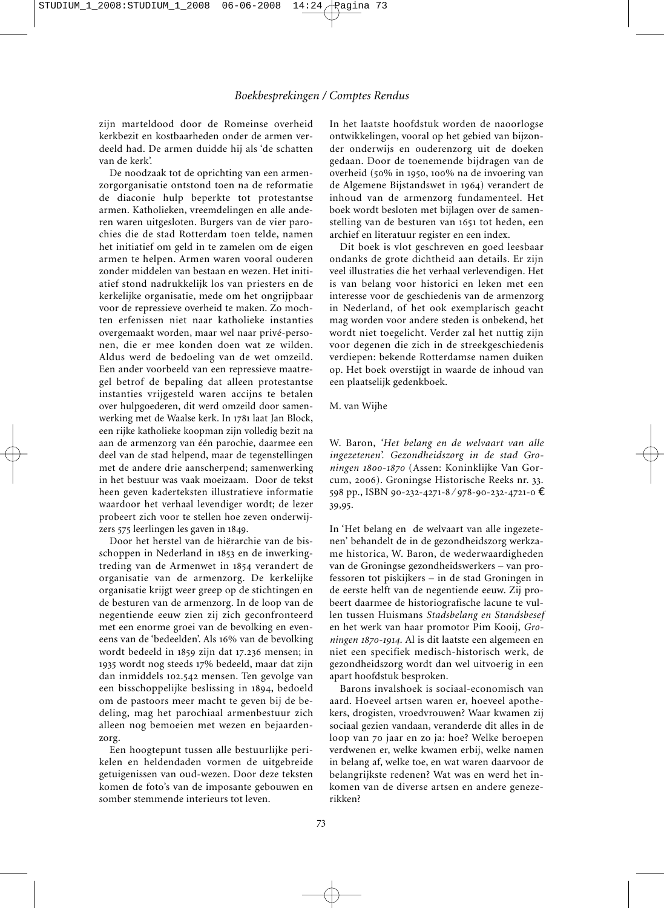zijn marteldood door de Romeinse overheid kerkbezit en kostbaarheden onder de armen verdeeld had. De armen duidde hij als 'de schatten van de kerk'.

De noodzaak tot de oprichting van een armenzorgorganisatie ontstond toen na de reformatie de diaconie hulp beperkte tot protestantse armen. Katholieken, vreemdelingen en alle anderen waren uitgesloten. Burgers van de vier parochies die de stad Rotterdam toen telde, namen het initiatief om geld in te zamelen om de eigen armen te helpen. Armen waren vooral ouderen zonder middelen van bestaan en wezen. Het initiatief stond nadrukkelijk los van priesters en de kerkelijke organisatie, mede om het ongrijpbaar voor de repressieve overheid te maken. Zo mochten erfenissen niet naar katholieke instanties overgemaakt worden, maar wel naar privé-personen, die er mee konden doen wat ze wilden. Aldus werd de bedoeling van de wet omzeild. Een ander voorbeeld van een repressieve maatregel betrof de bepaling dat alleen protestantse instanties vrijgesteld waren accijns te betalen over hulpgoederen, dit werd omzeild door samenwerking met de Waalse kerk. In 1781 laat Jan Block, een rijke katholieke koopman zijn volledig bezit na aan de armenzorg van één parochie, daarmee een deel van de stad helpend, maar de tegenstellingen met de andere drie aanscherpend; samenwerking in het bestuur was vaak moeizaam. Door de tekst heen geven kaderteksten illustratieve informatie waardoor het verhaal levendiger wordt; de lezer probeert zich voor te stellen hoe zeven onderwijzers 575 leerlingen les gaven in 1849.

Door het herstel van de hiërarchie van de bisschoppen in Nederland in 1853 en de inwerkingtreding van de Armenwet in 1854 verandert de organisatie van de armenzorg. De kerkelijke organisatie krijgt weer greep op de stichtingen en de besturen van de armenzorg. In de loop van de negentiende eeuw zien zij zich geconfronteerd met een enorme groei van de bevolking en eveneens van de 'bedeelden'. Als 16% van de bevolking wordt bedeeld in 1859 zijn dat 17.236 mensen; in 1935 wordt nog steeds 17% bedeeld, maar dat zijn dan inmiddels 102.542 mensen. Ten gevolge van een bisschoppelijke beslissing in 1894, bedoeld om de pastoors meer macht te geven bij de bedeling, mag het parochiaal armenbestuur zich alleen nog bemoeien met wezen en bejaardenzorg.

Een hoogtepunt tussen alle bestuurlijke perikelen en heldendaden vormen de uitgebreide getuigenissen van oud-wezen. Door deze teksten komen de foto's van de imposante gebouwen en somber stemmende interieurs tot leven.

In het laatste hoofdstuk worden de naoorlogse ontwikkelingen, vooral op het gebied van bijzonder onderwijs en ouderenzorg uit de doeken gedaan. Door de toenemende bijdragen van de overheid (50% in 1950, 100% na de invoering van de Algemene Bijstandswet in 1964) verandert de inhoud van de armenzorg fundamenteel. Het boek wordt besloten met bijlagen over de samenstelling van de besturen van 1651 tot heden, een archief en literatuur register en een index.

Dit boek is vlot geschreven en goed leesbaar ondanks de grote dichtheid aan details. Er zijn veel illustraties die het verhaal verlevendigen. Het is van belang voor historici en leken met een interesse voor de geschiedenis van de armenzorg in Nederland, of het ook exemplarisch geacht mag worden voor andere steden is onbekend, het wordt niet toegelicht. Verder zal het nuttig zijn voor degenen die zich in de streekgeschiedenis verdiepen: bekende Rotterdamse namen duiken op. Het boek overstijgt in waarde de inhoud van een plaatselijk gedenkboek.

M. van Wijhe

W. Baron, *'Het belang en de welvaart van alle ingezetenen'. Gezondheidszorg in de stad Groningen 1800-1870* (Assen: Koninklijke Van Gorcum, 2006). Groningse Historische Reeks nr. 33. 598 pp., ISBN 90-232-4271-8 / 978-90-232-4721-0 € 39,95.

In 'Het belang en de welvaart van alle ingezetenen' behandelt de in de gezondheidszorg werkzame historica, W. Baron, de wederwaardigheden van de Groningse gezondheidswerkers – van professoren tot piskijkers – in de stad Groningen in de eerste helft van de negentiende eeuw. Zij probeert daarmee de historiografische lacune te vullen tussen Huismans *Stadsbelang en Standsbesef* en het werk van haar promotor Pim Kooij, *Groningen 1870-1914*. Al is dit laatste een algemeen en niet een specifiek medisch-historisch werk, de gezondheidszorg wordt dan wel uitvoerig in een apart hoofdstuk besproken.

Barons invalshoek is sociaal-economisch van aard. Hoeveel artsen waren er, hoeveel apothekers, drogisten, vroedvrouwen? Waar kwamen zij sociaal gezien vandaan, veranderde dit alles in de loop van 70 jaar en zo ja: hoe? Welke beroepen verdwenen er, welke kwamen erbij, welke namen in belang af, welke toe, en wat waren daarvoor de belangrijkste redenen? Wat was en werd het inkomen van de diverse artsen en andere genezerikken?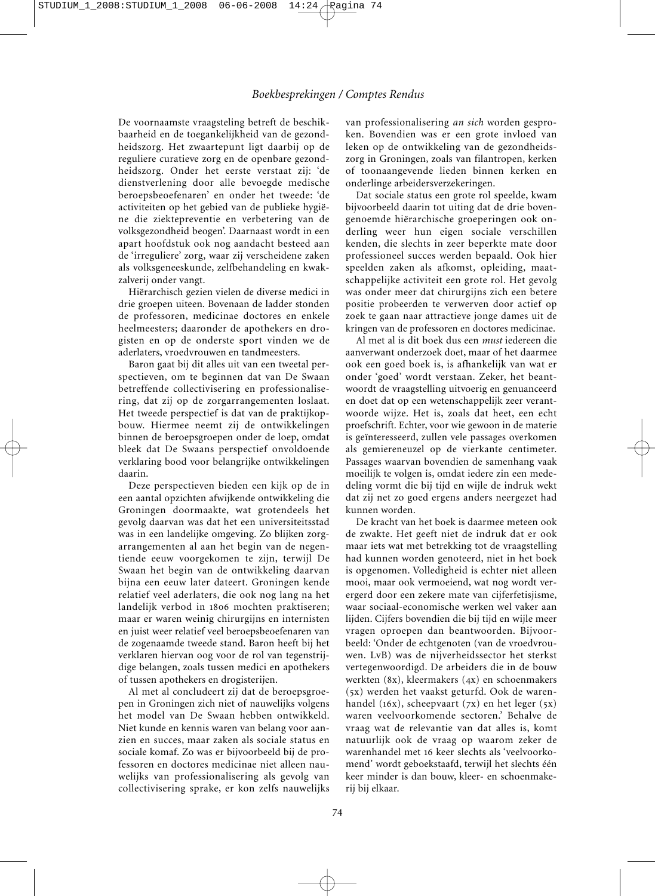De voornaamste vraagsteling betreft de beschikbaarheid en de toegankelijkheid van de gezondheidszorg. Het zwaartepunt ligt daarbij op de reguliere curatieve zorg en de openbare gezondheidszorg. Onder het eerste verstaat zij: 'de dienstverlening door alle bevoegde medische beroepsbeoefenaren' en onder het tweede: 'de activiteiten op het gebied van de publieke hygiëne die ziektepreventie en verbetering van de volksgezondheid beogen'. Daarnaast wordt in een apart hoofdstuk ook nog aandacht besteed aan de 'irreguliere' zorg, waar zij verscheidene zaken als volksgeneeskunde, zelfbehandeling en kwakzalverij onder vangt.

Hiërarchisch gezien vielen de diverse medici in drie groepen uiteen. Bovenaan de ladder stonden de professoren, medicinae doctores en enkele heelmeesters; daaronder de apothekers en drogisten en op de onderste sport vinden we de aderlaters, vroedvrouwen en tandmeesters.

Baron gaat bij dit alles uit van een tweetal perspectieven, om te beginnen dat van De Swaan betreffende collectivisering en professionalisering, dat zij op de zorgarrangementen loslaat. Het tweede perspectief is dat van de praktijkopbouw. Hiermee neemt zij de ontwikkelingen binnen de beroepsgroepen onder de loep, omdat bleek dat De Swaans perspectief onvoldoende verklaring bood voor belangrijke ontwikkelingen daarin.

Deze perspectieven bieden een kijk op de in een aantal opzichten afwijkende ontwikkeling die Groningen doormaakte, wat grotendeels het gevolg daarvan was dat het een universiteitsstad was in een landelijke omgeving. Zo blijken zorgarrangementen al aan het begin van de negentiende eeuw voorgekomen te zijn, terwijl De Swaan het begin van de ontwikkeling daarvan bijna een eeuw later dateert. Groningen kende relatief veel aderlaters, die ook nog lang na het landelijk verbod in 1806 mochten praktiseren; maar er waren weinig chirurgijns en internisten en juist weer relatief veel beroepsbeoefenaren van de zogenaamde tweede stand. Baron heeft bij het verklaren hiervan oog voor de rol van tegenstrijdige belangen, zoals tussen medici en apothekers of tussen apothekers en drogisterijen.

Al met al concludeert zij dat de beroepsgroepen in Groningen zich niet of nauwelijks volgens het model van De Swaan hebben ontwikkeld. Niet kunde en kennis waren van belang voor aanzien en succes, maar zaken als sociale status en sociale komaf. Zo was er bijvoorbeeld bij de professoren en doctores medicinae niet alleen nauwelijks van professionalisering als gevolg van collectivisering sprake, er kon zelfs nauwelijks van professionalisering *an sich* worden gesproken. Bovendien was er een grote invloed van leken op de ontwikkeling van de gezondheidszorg in Groningen, zoals van filantropen, kerken of toonaangevende lieden binnen kerken en onderlinge arbeidersverzekeringen.

Dat sociale status een grote rol speelde, kwam bijvoorbeeld daarin tot uiting dat de drie bovengenoemde hiërarchische groeperingen ook onderling weer hun eigen sociale verschillen kenden, die slechts in zeer beperkte mate door professioneel succes werden bepaald. Ook hier speelden zaken als afkomst, opleiding, maatschappelijke activiteit een grote rol. Het gevolg was onder meer dat chirurgijns zich een betere positie probeerden te verwerven door actief op zoek te gaan naar attractieve jonge dames uit de kringen van de professoren en doctores medicinae.

Al met al is dit boek dus een *must* iedereen die aanverwant onderzoek doet, maar of het daarmee ook een goed boek is, is afhankelijk van wat er onder 'goed' wordt verstaan. Zeker, het beantwoordt de vraagstelling uitvoerig en genuanceerd en doet dat op een wetenschappelijk zeer verantwoorde wijze. Het is, zoals dat heet, een echt proefschrift. Echter, voor wie gewoon in de materie is geïnteresseerd, zullen vele passages overkomen als gemiereneuzel op de vierkante centimeter. Passages waarvan bovendien de samenhang vaak moeilijk te volgen is, omdat iedere zin een mededeling vormt die bij tijd en wijle de indruk wekt dat zij net zo goed ergens anders neergezet had kunnen worden.

De kracht van het boek is daarmee meteen ook de zwakte. Het geeft niet de indruk dat er ook maar iets wat met betrekking tot de vraagstelling had kunnen worden genoteerd, niet in het boek is opgenomen. Volledigheid is echter niet alleen mooi, maar ook vermoeiend, wat nog wordt verergerd door een zekere mate van cijferfetisjisme, waar sociaal-economische werken wel vaker aan lijden. Cijfers bovendien die bij tijd en wijle meer vragen oproepen dan beantwoorden. Bijvoorbeeld: 'Onder de echtgenoten (van de vroedvrouwen. LvB) was de nijverheidssector het sterkst vertegenwoordigd. De arbeiders die in de bouw werkten (8x), kleermakers (4x) en schoenmakers (5x) werden het vaakst geturfd. Ook de warenhandel (16x), scheepvaart (7x) en het leger (5x) waren veelvoorkomende sectoren.' Behalve de vraag wat de relevantie van dat alles is, komt natuurlijk ook de vraag op waarom zeker de warenhandel met 16 keer slechts als 'veelvoorkomend' wordt geboekstaafd, terwijl het slechts één keer minder is dan bouw, kleer- en schoenmakerij bij elkaar.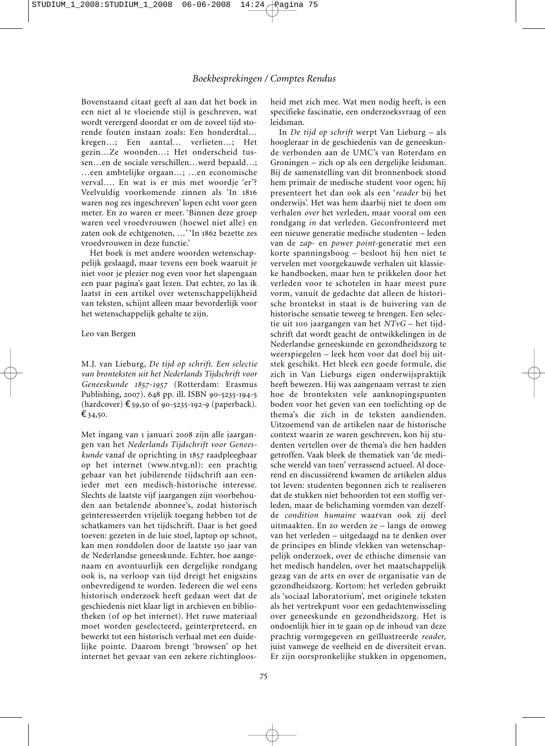Bovenstaand citaat geeft al aan dat het boek in een niet al te vloeiende stijl is geschreven, wat wordt verergerd doordat er om de zoveel tijd storende fouten instaan zoals: Een honderdtal… kregen…; Een aantal… verlieten…; Het gezin…Ze woonden…; Het onderscheid tussen…en de sociale verschillen…werd bepaald…; …een ambtelijke orgaan…; …en economische verval…. En wat is er mis met woordje 'er'? Veelvuldig voorkomende zinnen als 'In 1816 waren nog zes ingeschreven' lopen echt voor geen meter. En zo waren er meer. 'Binnen deze groep waren veel vroedvrouwen (hoewel niet alle) en zaten ook de echtgenoten, …' 'In 1862 bezette zes vroedvrouwen in deze functie.'

Het boek is met andere woorden wetenschappelijk geslaagd, maar tevens een boek waaruit je niet voor je plezier nog even voor het slapengaan een paar pagina's gaat lezen. Dat echter, zo las ik laatst in een artikel over wetenschappelijkheid van teksten, schijnt alleen maar bevorderlijk voor het wetenschappelijk gehalte te zijn.

Leo van Bergen

M.J. van Lieburg, *De tijd op schrift. Een selectie van bronteksten uit het Nederlands Tijdschrift voor Geneeskunde 1857-1957* (Rotterdam: Erasmus Publishing, 2007). 648 pp. ill. ISBN 90-5235-194-5 (hardcover) € 59,50 of 90-5235-192-9 (paperback). € 34,50.

Met ingang van 1 januari 2008 zijn alle jaargangen van het *Nederlands Tijdschrift voor Geneeskunde* vanaf de oprichting in 1857 raadpleegbaar op het internet (www.ntvg.nl): een prachtig gebaar van het jubilerende tijdschrift aan eenieder met een medisch-historische interesse. Slechts de laatste vijf jaargangen zijn voorbehouden aan betalende abonnee's, zodat historisch geïnteresseerden vrijelijk toegang hebben tot de schatkamers van het tijdschrift. Daar is het goed toeven: gezeten in de luie stoel, laptop op schoot, kan men ronddolen door de laatste 150 jaar van de Nederlandse geneeskunde. Echter, hoe aangenaam en avontuurlijk een dergelijke rondgang ook is, na verloop van tijd dreigt het enigszins onbevredigend te worden. Iedereen die wel eens historisch onderzoek heeft gedaan weet dat de geschiedenis niet klaar ligt in archieven en bibliotheken (of op het internet). Het ruwe materiaal moet worden geselecteerd, geïnterpreteerd, en bewerkt tot een historisch verhaal met een duidelijke pointe. Daarom brengt 'browsen' op het internet het gevaar van een zekere richtingloosheid met zich mee. Wat men nodig heeft, is een specifieke fascinatie, een onderzoeksvraag of een leidsman.

In *De tijd op schrift* werpt Van Lieburg – als hoogleraar in de geschiedenis van de geneeskunde verbonden aan de UMC's van Roterdam en Groningen – zich op als een dergelijke leidsman. Bij de samenstelling van dit bronnenboek stond hem primair de medische student voor ogen; hij presenteert het dan ook als een '*reader* bij het onderwijs'. Het was hem daarbij niet te doen om verhalen *over* het verleden, maar vooral om een rondgang *in* dat verleden. Geconfronteerd met een nieuwe generatie medische studenten – leden van de *zap*- en *power point*-generatie met een korte spanningsboog – besloot hij hen niet te vervelen met voorgekauwde verhalen uit klassieke handboeken, maar hen te prikkelen door het verleden voor te schotelen in haar meest pure vorm, vanuit de gedachte dat alleen de historische brontekst in staat is de huivering van de historische sensatie teweeg te brengen. Een selectie uit 100 jaargangen van het *NTvG* – het tijdschrift dat wordt geacht de ontwikkelingen in de Nederlandse geneeskunde en gezondheidszorg te weerspiegelen – leek hem voor dat doel bij uitstek geschikt. Het bleek een goede formule, die zich in Van Lieburgs eigen onderwijspraktijk heeft bewezen. Hij was aangenaam verrast te zien hoe de bronteksten vele aanknopingspunten boden voor het geven van een toelichting op de thema's die zich in de teksten aandienden. Uitzoemend van de artikelen naar de historische context waarin ze waren geschreven, kon hij studenten vertellen over de thema's die hen hadden getroffen. Vaak bleek de thematiek van 'de medische wereld van toen' verrassend actueel. Al docerend en discussiërend kwamen de artikelen aldus tot leven: studenten begonnen zich te realiseren dat de stukken niet behoorden tot een stoffig verleden, maar de belichaming vormden van dezelfde *condition humaine* waarvan ook zij deel uitmaakten. En zo werden ze – langs de omweg van het verleden – uitgedaagd na te denken over de principes en blinde vlekken van wetenschappelijk onderzoek, over de ethische dimensie van het medisch handelen, over het maatschappelijk gezag van de arts en over de organisatie van de gezondheidszorg. Kortom: het verleden gebruikt als 'sociaal laboratorium', met originele teksten als het vertrekpunt voor een gedachtenwisseling over geneeskunde en gezondheidszorg. Het is ondoenlijk hier in te gaan op de inhoud van deze prachtig vormgegeven en geïllustreerde *reader,* juist vanwege de veelheid en de diversiteit ervan. Er zijn oorspronkelijke stukken in opgenomen,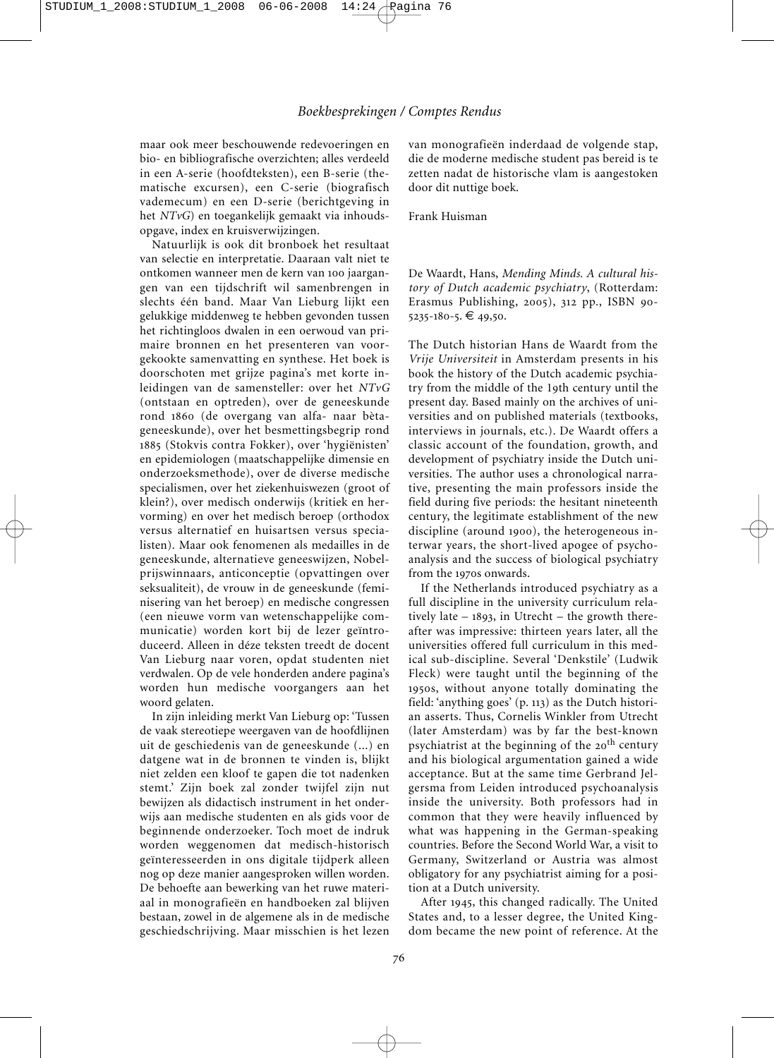maar ook meer beschouwende redevoeringen en bio- en bibliografische overzichten; alles verdeeld in een A-serie (hoofdteksten), een B-serie (thematische excursen), een C-serie (biografisch vademecum) en een D-serie (berichtgeving in het *NTvG*) en toegankelijk gemaakt via inhoudsopgave, index en kruisverwijzingen.

Natuurlijk is ook dit bronboek het resultaat van selectie en interpretatie. Daaraan valt niet te ontkomen wanneer men de kern van 100 jaargangen van een tijdschrift wil samenbrengen in slechts één band. Maar Van Lieburg lijkt een gelukkige middenweg te hebben gevonden tussen het richtingloos dwalen in een oerwoud van primaire bronnen en het presenteren van voorgekookte samenvatting en synthese. Het boek is doorschoten met grijze pagina's met korte inleidingen van de samensteller: over het *NTvG* (ontstaan en optreden), over de geneeskunde rond 1860 (de overgang van alfa- naar bètageneeskunde), over het besmettingsbegrip rond 1885 (Stokvis contra Fokker), over 'hygiënisten' en epidemiologen (maatschappelijke dimensie en onderzoeksmethode), over de diverse medische specialismen, over het ziekenhuiswezen (groot of klein?), over medisch onderwijs (kritiek en hervorming) en over het medisch beroep (orthodox versus alternatief en huisartsen versus specialisten). Maar ook fenomenen als medailles in de geneeskunde, alternatieve geneeswijzen, Nobelprijswinnaars, anticonceptie (opvattingen over seksualiteit), de vrouw in de geneeskunde (feminisering van het beroep) en medische congressen (een nieuwe vorm van wetenschappelijke communicatie) worden kort bij de lezer geïntroduceerd. Alleen in déze teksten treedt de docent Van Lieburg naar voren, opdat studenten niet verdwalen. Op de vele honderden andere pagina's worden hun medische voorgangers aan het woord gelaten.

In zijn inleiding merkt Van Lieburg op: 'Tussen de vaak stereotiepe weergaven van de hoofdlijnen uit de geschiedenis van de geneeskunde (...) en datgene wat in de bronnen te vinden is, blijkt niet zelden een kloof te gapen die tot nadenken stemt.' Zijn boek zal zonder twijfel zijn nut bewijzen als didactisch instrument in het onderwijs aan medische studenten en als gids voor de beginnende onderzoeker. Toch moet de indruk worden weggenomen dat medisch-historisch geïnteresseerden in ons digitale tijdperk alleen nog op deze manier aangesproken willen worden. De behoefte aan bewerking van het ruwe materiaal in monografieën en handboeken zal blijven bestaan, zowel in de algemene als in de medische geschiedschrijving. Maar misschien is het lezen van monografieën inderdaad de volgende stap, die de moderne medische student pas bereid is te zetten nadat de historische vlam is aangestoken door dit nuttige boek.

Frank Huisman

De Waardt, Hans, *Mending Minds. A cultural history of Dutch academic psychiatry*, (Rotterdam: Erasmus Publishing, 2005), 312 pp., ISBN 90-5235-180-5. € 49,50.

The Dutch historian Hans de Waardt from the *Vrije Universiteit* in Amsterdam presents in his book the history of the Dutch academic psychiatry from the middle of the 19th century until the present day. Based mainly on the archives of universities and on published materials (textbooks, interviews in journals, etc.). De Waardt offers a classic account of the foundation, growth, and development of psychiatry inside the Dutch universities. The author uses a chronological narrative, presenting the main professors inside the field during five periods: the hesitant nineteenth century, the legitimate establishment of the new discipline (around 1900), the heterogeneous interwar years, the short-lived apogee of psychoanalysis and the success of biological psychiatry from the 1970s onwards.

If the Netherlands introduced psychiatry as a full discipline in the university curriculum relatively late – 1893, in Utrecht – the growth thereafter was impressive: thirteen years later, all the universities offered full curriculum in this medical sub-discipline. Several 'Denkstile' (Ludwik Fleck) were taught until the beginning of the 1950s, without anyone totally dominating the field: 'anything goes' (p. 113) as the Dutch historian asserts. Thus, Cornelis Winkler from Utrecht (later Amsterdam) was by far the best-known psychiatrist at the beginning of the 20th century and his biological argumentation gained a wide acceptance. But at the same time Gerbrand Jelgersma from Leiden introduced psychoanalysis inside the university. Both professors had in common that they were heavily influenced by what was happening in the German-speaking countries. Before the Second World War, a visit to Germany, Switzerland or Austria was almost obligatory for any psychiatrist aiming for a position at a Dutch university.

After 1945, this changed radically. The United States and, to a lesser degree, the United Kingdom became the new point of reference. At the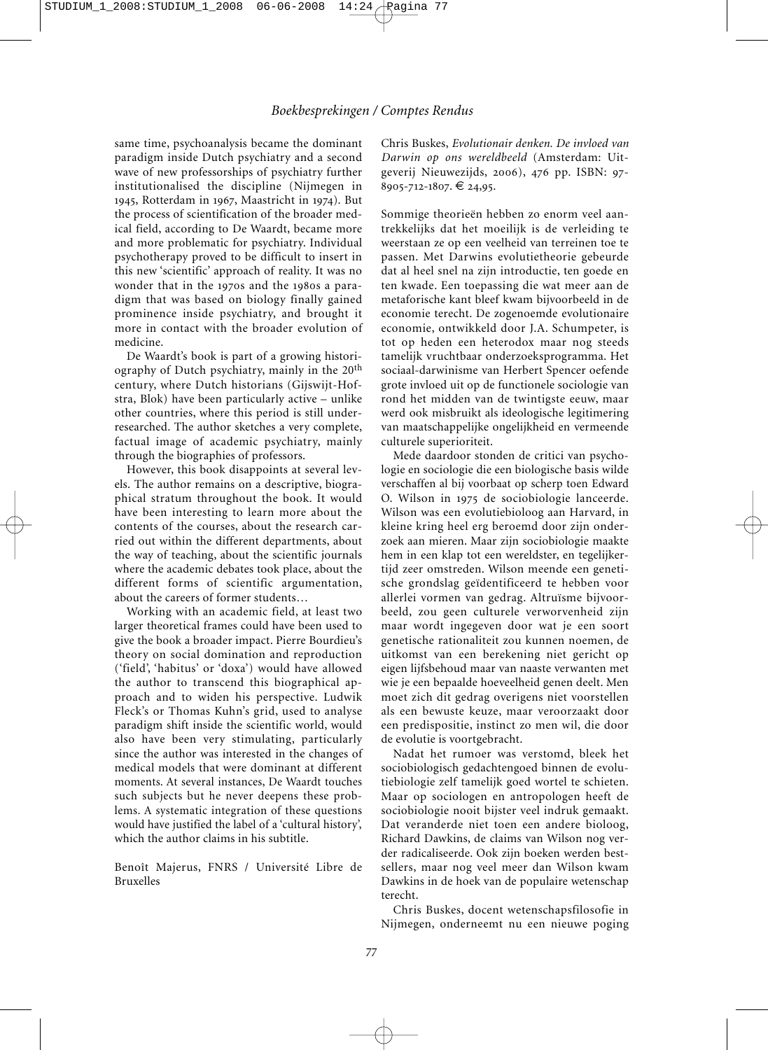same time, psychoanalysis became the dominant paradigm inside Dutch psychiatry and a second wave of new professorships of psychiatry further institutionalised the discipline (Nijmegen in 1945, Rotterdam in 1967, Maastricht in 1974). But the process of scientification of the broader medical field, according to De Waardt, became more and more problematic for psychiatry. Individual psychotherapy proved to be difficult to insert in this new 'scientific' approach of reality. It was no wonder that in the 1970s and the 1980s a paradigm that was based on biology finally gained prominence inside psychiatry, and brought it more in contact with the broader evolution of medicine.

De Waardt's book is part of a growing historiography of Dutch psychiatry, mainly in the 20th century, where Dutch historians (Gijswijt-Hofstra, Blok) have been particularly active – unlike other countries, where this period is still underresearched. The author sketches a very complete, factual image of academic psychiatry, mainly through the biographies of professors.

However, this book disappoints at several levels. The author remains on a descriptive, biographical stratum throughout the book. It would have been interesting to learn more about the contents of the courses, about the research carried out within the different departments, about the way of teaching, about the scientific journals where the academic debates took place, about the different forms of scientific argumentation, about the careers of former students…

Working with an academic field, at least two larger theoretical frames could have been used to give the book a broader impact. Pierre Bourdieu's theory on social domination and reproduction ('field', 'habitus' or 'doxa') would have allowed the author to transcend this biographical approach and to widen his perspective. Ludwik Fleck's or Thomas Kuhn's grid, used to analyse paradigm shift inside the scientific world, would also have been very stimulating, particularly since the author was interested in the changes of medical models that were dominant at different moments. At several instances, De Waardt touches such subjects but he never deepens these problems. A systematic integration of these questions would have justified the label of a 'cultural history', which the author claims in his subtitle.

Benoît Majerus, FNRS / Université Libre de Bruxelles

Chris Buskes, *Evolutionair denken. De invloed van Darwin op ons wereldbeeld* (Amsterdam: Uitgeverij Nieuwezijds, 2006), 476 pp. ISBN: 97-8905-712-1807. € 24,95.

Sommige theorieën hebben zo enorm veel aantrekkelijks dat het moeilijk is de verleiding te weerstaan ze op een veelheid van terreinen toe te passen. Met Darwins evolutietheorie gebeurde dat al heel snel na zijn introductie, ten goede en ten kwade. Een toepassing die wat meer aan de metaforische kant bleef kwam bijvoorbeeld in de economie terecht. De zogenoemde evolutionaire economie, ontwikkeld door J.A. Schumpeter, is tot op heden een heterodox maar nog steeds tamelijk vruchtbaar onderzoeksprogramma. Het sociaal-darwinisme van Herbert Spencer oefende grote invloed uit op de functionele sociologie van rond het midden van de twintigste eeuw, maar werd ook misbruikt als ideologische legitimering van maatschappelijke ongelijkheid en vermeende culturele superioriteit.

Mede daardoor stonden de critici van psychologie en sociologie die een biologische basis wilde verschaffen al bij voorbaat op scherp toen Edward O. Wilson in 1975 de sociobiologie lanceerde. Wilson was een evolutiebioloog aan Harvard, in kleine kring heel erg beroemd door zijn onderzoek aan mieren. Maar zijn sociobiologie maakte hem in een klap tot een wereldster, en tegelijkertijd zeer omstreden. Wilson meende een genetische grondslag geïdentificeerd te hebben voor allerlei vormen van gedrag. Altruïsme bijvoorbeeld, zou geen culturele verworvenheid zijn maar wordt ingegeven door wat je een soort genetische rationaliteit zou kunnen noemen, de uitkomst van een berekening niet gericht op eigen lijfsbehoud maar van naaste verwanten met wie je een bepaalde hoeveelheid genen deelt. Men moet zich dit gedrag overigens niet voorstellen als een bewuste keuze, maar veroorzaakt door een predispositie, instinct zo men wil, die door de evolutie is voortgebracht.

Nadat het rumoer was verstomd, bleek het sociobiologisch gedachtengoed binnen de evolutiebiologie zelf tamelijk goed wortel te schieten. Maar op sociologen en antropologen heeft de sociobiologie nooit bijster veel indruk gemaakt. Dat veranderde niet toen een andere bioloog, Richard Dawkins, de claims van Wilson nog verder radicaliseerde. Ook zijn boeken werden bestsellers, maar nog veel meer dan Wilson kwam Dawkins in de hoek van de populaire wetenschap terecht.

Chris Buskes, docent wetenschapsfilosofie in Nijmegen, onderneemt nu een nieuwe poging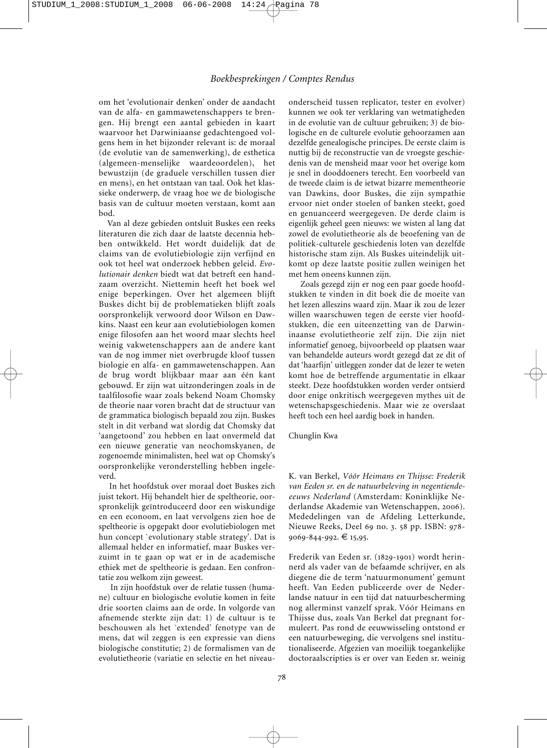om het 'evolutionair denken' onder de aandacht van de alfa- en gammawetenschappers te brengen. Hij brengt een aantal gebieden in kaart waarvoor het Darwiniaanse gedachtengoed volgens hem in het bijzonder relevant is: de moraal (de evolutie van de samenwerking), de esthetica (algemeen-menselijke waardeoordelen), het bewustzijn (de graduele verschillen tussen dier en mens), en het ontstaan van taal. Ook het klassieke onderwerp, de vraag hoe we de biologische basis van de cultuur moeten verstaan, komt aan bod.

Van al deze gebieden ontsluit Buskes een reeks literaturen die zich daar de laatste decennia hebben ontwikkeld. Het wordt duidelijk dat de claims van de evolutiebiologie zijn verfijnd en ook tot heel wat onderzoek hebben geleid. *Evolutionair denken* biedt wat dat betreft een handzaam overzicht. Niettemin heeft het boek wel enige beperkingen. Over het algemeen blijft Buskes dicht bij de problematieken blijft zoals oorspronkelijk verwoord door Wilson en Dawkins. Naast een keur aan evolutiebiologen komen enige filosofen aan het woord maar slechts heel weinig vakwetenschappers aan de andere kant van de nog immer niet overbrugde kloof tussen biologie en alfa- en gammawetenschappen. Aan de brug wordt blijkbaar maar aan één kant gebouwd. Er zijn wat uitzonderingen zoals in de taalfilosofie waar zoals bekend Noam Chomsky de theorie naar voren bracht dat de structuur van de grammatica biologisch bepaald zou zijn. Buskes stelt in dit verband wat slordig dat Chomsky dat 'aangetoond' zou hebben en laat onvermeld dat een nieuwe generatie van neochomskyanen, de zogenoemde minimalisten, heel wat op Chomsky's oorspronkelijke veronderstelling hebben ingeleverd.

In het hoofdstuk over moraal doet Buskes zich juist tekort. Hij behandelt hier de speltheorie, oorspronkelijk geïntroduceerd door een wiskundige en een econoom, en laat vervolgens zien hoe de speltheorie is opgepakt door evolutiebiologen met hun concept `evolutionary stable strategy'. Dat is allemaal helder en informatief, maar Buskes verzuimt in te gaan op wat er in de academische ethiek met de speltheorie is gedaan. Een confrontatie zou welkom zijn geweest.

In zijn hoofdstuk over de relatie tussen (humane) cultuur en biologische evolutie komen in feite drie soorten claims aan de orde. In volgorde van afnemende sterkte zijn dat: 1) de cultuur is te beschouwen als het `extended' fenotype van de mens, dat wil zeggen is een expressie van diens biologische constitutie; 2) de formalismen van de evolutietheorie (variatie en selectie en het niveauonderscheid tussen replicator, tester en evolver) kunnen we ook ter verklaring van wetmatigheden in de evolutie van de cultuur gebruiken; 3) de biologische en de culturele evolutie gehoorzamen aan dezelfde genealogische principes. De eerste claim is nuttig bij de reconstructie van de vroegste geschiedenis van de mensheid maar voor het overige kom je snel in dooddoeners terecht. Een voorbeeld van de tweede claim is de ietwat bizarre mementheorie van Dawkins, door Buskes, die zijn sympathie ervoor niet onder stoelen of banken steekt, goed en genuanceerd weergegeven. De derde claim is eigenlijk geheel geen nieuws: we wisten al lang dat zowel de evolutietheorie als de beoefening van de politiek-culturele geschiedenis loten van dezelfde historische stam zijn. Als Buskes uiteindelijk uitkomt op deze laatste positie zullen weinigen het met hem oneens kunnen zijn.

Zoals gezegd zijn er nog een paar goede hoofdstukken te vinden in dit boek die de moeite van het lezen alleszins waard zijn. Maar ik zou de lezer willen waarschuwen tegen de eerste vier hoofdstukken, die een uiteenzetting van de Darwininaanse evolutietheorie zelf zijn. Die zijn niet informatief genoeg, bijvoorbeeld op plaatsen waar van behandelde auteurs wordt gezegd dat ze dit of dat 'haarfijn' uitleggen zonder dat de lezer te weten komt hoe de betreffende argumentatie in elkaar steekt. Deze hoofdstukken worden verder ontsierd door enige onkritisch weergegeven mythes uit de wetenschapsgeschiedenis. Maar wie ze overslaat heeft toch een heel aardig boek in handen.

Chunglin Kwa

K. van Berkel, *Vóór Heimans en Thijsse: Frederik van Eeden sr. en de natuurbeleving in negentiende-eeuws Nederland* (Amsterdam: Koninklijke Nederlandse Akademie van Wetenschappen, 2006). Mededelingen van de Afdeling Letterkunde, Nieuwe Reeks, Deel 69 no. 3. 58 pp. ISBN: 978-9069-844-992. € 15,95.

Frederik van Eeden sr. (1829-1901) wordt herinnerd als vader van de befaamde schrijver, en als diegene die de term 'natuurmonument' gemunt heeft. Van Eeden publiceerde over de Nederlandse natuur in een tijd dat natuurbescherming nog allerminst vanzelf sprak. Vóór Heimans en Thijsse dus, zoals Van Berkel dat pregnant formuleert. Pas rond de eeuwwisseling ontstond er een natuurbeweging, die vervolgens snel institutionaliseerde. Afgezien van moeilijk toegankelijke doctoraalscripties is er over van Eeden sr. weinig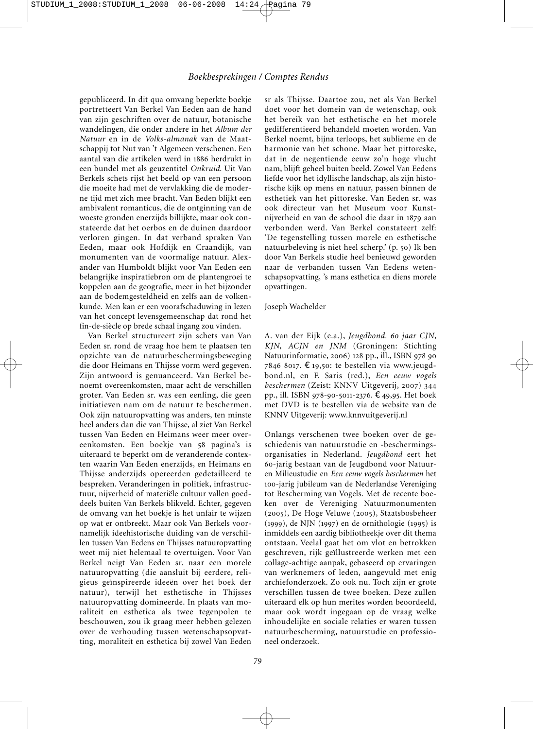gepubliceerd. In dit qua omvang beperkte boekje portretteert Van Berkel Van Eeden aan de hand van zijn geschriften over de natuur, botanische wandelingen, die onder andere in het *Album der Natuur* en in de *Volks-almanak* van de Maatschappij tot Nut van 't Algemeen verschenen. Een aantal van die artikelen werd in 1886 herdrukt in een bundel met als geuzentitel *Onkruid*. Uit Van Berkels schets rijst het beeld op van een persoon die moeite had met de vervlakking die de moderne tijd met zich mee bracht. Van Eeden blijkt een ambivalent romanticus, die de ontginning van de woeste gronden enerzijds billijkte, maar ook constateerde dat het oerbos en de duinen daardoor verloren gingen. In dat verband spraken Van Eeden, maar ook Hofdijk en Craandijk, van monumenten van de voormalige natuur. Alexander van Humboldt blijkt voor Van Eeden een belangrijke inspiratiebron om de plantengroei te koppelen aan de geografie, meer in het bijzonder aan de bodemgesteldheid en zelfs aan de volkenkunde. Men kan er een voorafschaduwing in lezen van het concept levensgemeenschap dat rond het fin-de-siècle op brede schaal ingang zou vinden.

Van Berkel structureert zijn schets van Van Eeden sr. rond de vraag hoe hem te plaatsen ten opzichte van de natuurbeschermingsbeweging die door Heimans en Thijsse vorm werd gegeven. Zijn antwoord is genuanceerd. Van Berkel benoemt overeenkomsten, maar acht de verschillen groter. Van Eeden sr. was een eenling, die geen initiatieven nam om de natuur te beschermen. Ook zijn natuuropvatting was anders, ten minste heel anders dan die van Thijsse, al ziet Van Berkel tussen Van Eeden en Heimans weer meer overeenkomsten. Een boekje van 58 pagina's is uiteraard te beperkt om de veranderende contexten waarin Van Eeden enerzijds, en Heimans en Thijsse anderzijds opereerden gedetailleerd te bespreken. Veranderingen in politiek, infrastructuur, nijverheid of materiële cultuur vallen goeddeels buiten Van Berkels blikveld. Echter, gegeven de omvang van het boekje is het unfair te wijzen op wat er ontbreekt. Maar ook Van Berkels voornamelijk ideehistorische duiding van de verschillen tussen Van Eedens en Thijsses natuuropvatting weet mij niet helemaal te overtuigen. Voor Van Berkel neigt Van Eeden sr. naar een morele natuuropvatting (die aansluit bij eerdere, religieus geïnspireerde ideeën over het boek der natuur), terwijl het esthetische in Thijsses natuuropvatting domineerde. In plaats van moraliteit en esthetica als twee tegenpolen te beschouwen, zou ik graag meer hebben gelezen over de verhouding tussen wetenschapsopvatting, moraliteit en esthetica bij zowel Van Eeden sr als Thijsse. Daartoe zou, net als Van Berkel doet voor het domein van de wetenschap, ook het bereik van het esthetische en het morele gedifferentieerd behandeld moeten worden. Van Berkel noemt, bijna terloops, het sublieme en de harmonie van het schone. Maar het pittoreske, dat in de negentiende eeuw zo'n hoge vlucht nam, blijft geheel buiten beeld. Zowel Van Eedens liefde voor het idyllische landschap, als zijn historische kijk op mens en natuur, passen binnen de esthetiek van het pittoreske. Van Eeden sr. was ook directeur van het Museum voor Kunstnijverheid en van de school die daar in 1879 aan verbonden werd. Van Berkel constateert zelf: 'De tegenstelling tussen morele en esthetische natuurbeleving is niet heel scherp.' (p. 50) Ik ben door Van Berkels studie heel benieuwd geworden naar de verbanden tussen Van Eedens wetenschapsopvatting, 's mans esthetica en diens morele opvattingen.

Joseph Wachelder

A. van der Eijk (e.a.), *Jeugdbond. 60 jaar CJN, KJN, ACJN en JNM* (Groningen: Stichting Natuurinformatie, 2006) 128 pp., ill., ISBN 978 90 7846 8017. € 19,50: te bestellen via www.jeugdbond.nl, en F. Saris (red.), *Een eeuw vogels beschermen* (Zeist: KNNV Uitgeverij, 2007) 344 pp., ill. ISBN 978-90-5011-2376. € 49,95. Het boek met DVD is te bestellen via de website van de KNNV Uitgeverij: www.knnvuitgeverij.nl

Onlangs verschenen twee boeken over de geschiedenis van natuurstudie en -beschermingsorganisaties in Nederland. *Jeugdbond* eert het 60-jarig bestaan van de Jeugdbond voor Natuur- en Milieustudie en *Een eeuw vogels beschermen* het 100-jarig jubileum van de Nederlandse Vereniging tot Bescherming van Vogels. Met de recente boeken over de Vereniging Natuurmonumenten (2005), De Hoge Veluwe (2005), Staatsbosbeheer (1999), de NJN (1997) en de ornithologie (1995) is inmiddels een aardig bibliotheekje over dit thema ontstaan. Veelal gaat het om vlot en betrokken geschreven, rijk geïllustreerde werken met een collage-achtige aanpak, gebaseerd op ervaringen van werknemers of leden, aangevuld met enig archiefonderzoek. Zo ook nu. Toch zijn er grote verschillen tussen de twee boeken. Deze zullen uiteraard elk op hun merites worden beoordeeld, maar ook wordt ingegaan op de vraag welke inhoudelijke en sociale relaties er waren tussen natuurbescherming, natuurstudie en professioneel onderzoek.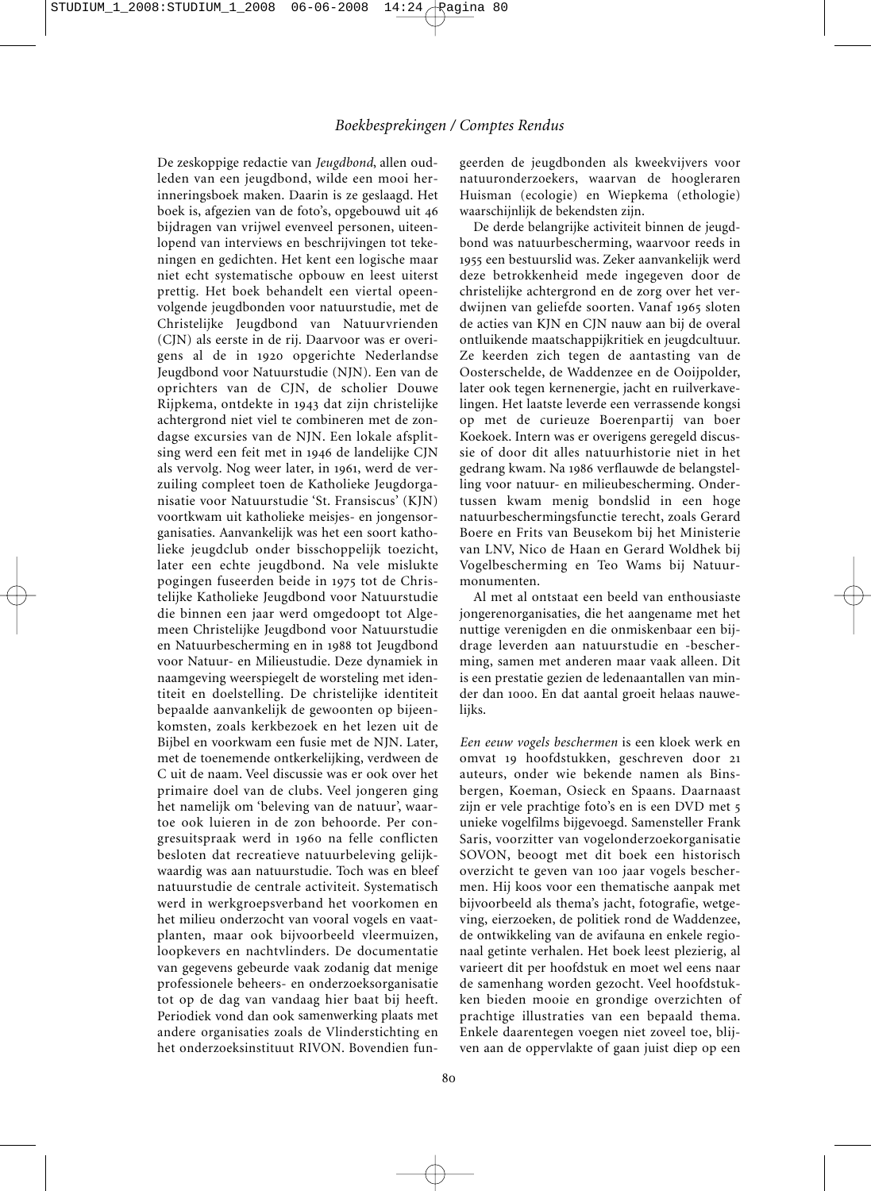De zeskoppige redactie van *Jeugdbond*, allen oudleden van een jeugdbond, wilde een mooi herinneringsboek maken. Daarin is ze geslaagd. Het boek is, afgezien van de foto's, opgebouwd uit 46 bijdragen van vrijwel evenveel personen, uiteenlopend van interviews en beschrijvingen tot tekeningen en gedichten. Het kent een logische maar niet echt systematische opbouw en leest uiterst prettig. Het boek behandelt een viertal opeenvolgende jeugdbonden voor natuurstudie, met de Christelijke Jeugdbond van Natuurvrienden (CJN) als eerste in de rij. Daarvoor was er overigens al de in 1920 opgerichte Nederlandse Jeugdbond voor Natuurstudie (NJN). Een van de oprichters van de CJN, de scholier Douwe Rijpkema, ontdekte in 1943 dat zijn christelijke achtergrond niet viel te combineren met de zondagse excursies van de NJN. Een lokale afsplitsing werd een feit met in 1946 de landelijke CJN als vervolg. Nog weer later, in 1961, werd de verzuiling compleet toen de Katholieke Jeugdorganisatie voor Natuurstudie 'St. Fransiscus' (KJN) voortkwam uit katholieke meisjes- en jongensorganisaties. Aanvankelijk was het een soort katholieke jeugdclub onder bisschoppelijk toezicht, later een echte jeugdbond. Na vele mislukte pogingen fuseerden beide in 1975 tot de Christelijke Katholieke Jeugdbond voor Natuurstudie die binnen een jaar werd omgedoopt tot Algemeen Christelijke Jeugdbond voor Natuurstudie en Natuurbescherming en in 1988 tot Jeugdbond voor Natuur- en Milieustudie. Deze dynamiek in naamgeving weerspiegelt de worsteling met identiteit en doelstelling. De christelijke identiteit bepaalde aanvankelijk de gewoonten op bijeenkomsten, zoals kerkbezoek en het lezen uit de Bijbel en voorkwam een fusie met de NJN. Later, met de toenemende ontkerkelijking, verdween de C uit de naam. Veel discussie was er ook over het primaire doel van de clubs. Veel jongeren ging het namelijk om 'beleving van de natuur', waartoe ook luieren in de zon behoorde. Per congresuitspraak werd in 1960 na felle conflicten besloten dat recreatieve natuurbeleving gelijkwaardig was aan natuurstudie. Toch was en bleef natuurstudie de centrale activiteit. Systematisch werd in werkgroepsverband het voorkomen en het milieu onderzocht van vooral vogels en vaatplanten, maar ook bijvoorbeeld vleermuizen, loopkevers en nachtvlinders. De documentatie van gegevens gebeurde vaak zodanig dat menige professionele beheers- en onderzoeksorganisatie tot op de dag van vandaag hier baat bij heeft. Periodiek vond dan ook samenwerking plaats met andere organisaties zoals de Vlinderstichting en het onderzoeksinstituut RIVON. Bovendien fungeerden de jeugdbonden als kweekvijvers voor natuuronderzoekers, waarvan de hoogleraren Huisman (ecologie) en Wiepkema (ethologie) waarschijnlijk de bekendsten zijn.

De derde belangrijke activiteit binnen de jeugdbond was natuurbescherming, waarvoor reeds in 1955 een bestuurslid was. Zeker aanvankelijk werd deze betrokkenheid mede ingegeven door de christelijke achtergrond en de zorg over het verdwijnen van geliefde soorten. Vanaf 1965 sloten de acties van KJN en CJN nauw aan bij de overal ontluikende maatschappijkritiek en jeugdcultuur. Ze keerden zich tegen de aantasting van de Oosterschelde, de Waddenzee en de Ooijpolder, later ook tegen kernenergie, jacht en ruilverkavelingen. Het laatste leverde een verrassende kongsi op met de curieuze Boerenpartij van boer Koekoek. Intern was er overigens geregeld discussie of door dit alles natuurhistorie niet in het gedrang kwam. Na 1986 verflauwde de belangstelling voor natuur- en milieubescherming. Ondertussen kwam menig bondslid in een hoge natuurbeschermingsfunctie terecht, zoals Gerard Boere en Frits van Beusekom bij het Ministerie van LNV, Nico de Haan en Gerard Woldhek bij Vogelbescherming en Teo Wams bij Natuurmonumenten.

Al met al ontstaat een beeld van enthousiaste jongerenorganisaties, die het aangename met het nuttige verenigden en die onmiskenbaar een bijdrage leverden aan natuurstudie en -bescherming, samen met anderen maar vaak alleen. Dit is een prestatie gezien de ledenaantallen van minder dan 1000. En dat aantal groeit helaas nauwelijks.

*Een eeuw vogels beschermen* is een kloek werk en omvat 19 hoofdstukken, geschreven door 21 auteurs, onder wie bekende namen als Binsbergen, Koeman, Osieck en Spaans. Daarnaast zijn er vele prachtige foto's en is een DVD met 5 unieke vogelfilms bijgevoegd. Samensteller Frank Saris, voorzitter van vogelonderzoekorganisatie SOVON, beoogt met dit boek een historisch overzicht te geven van 100 jaar vogels beschermen. Hij koos voor een thematische aanpak met bijvoorbeeld als thema's jacht, fotografie, wetgeving, eierzoeken, de politiek rond de Waddenzee, de ontwikkeling van de avifauna en enkele regionaal getinte verhalen. Het boek leest plezierig, al varieert dit per hoofdstuk en moet wel eens naar de samenhang worden gezocht. Veel hoofdstukken bieden mooie en grondige overzichten of prachtige illustraties van een bepaald thema. Enkele daarentegen voegen niet zoveel toe, blijven aan de oppervlakte of gaan juist diep op een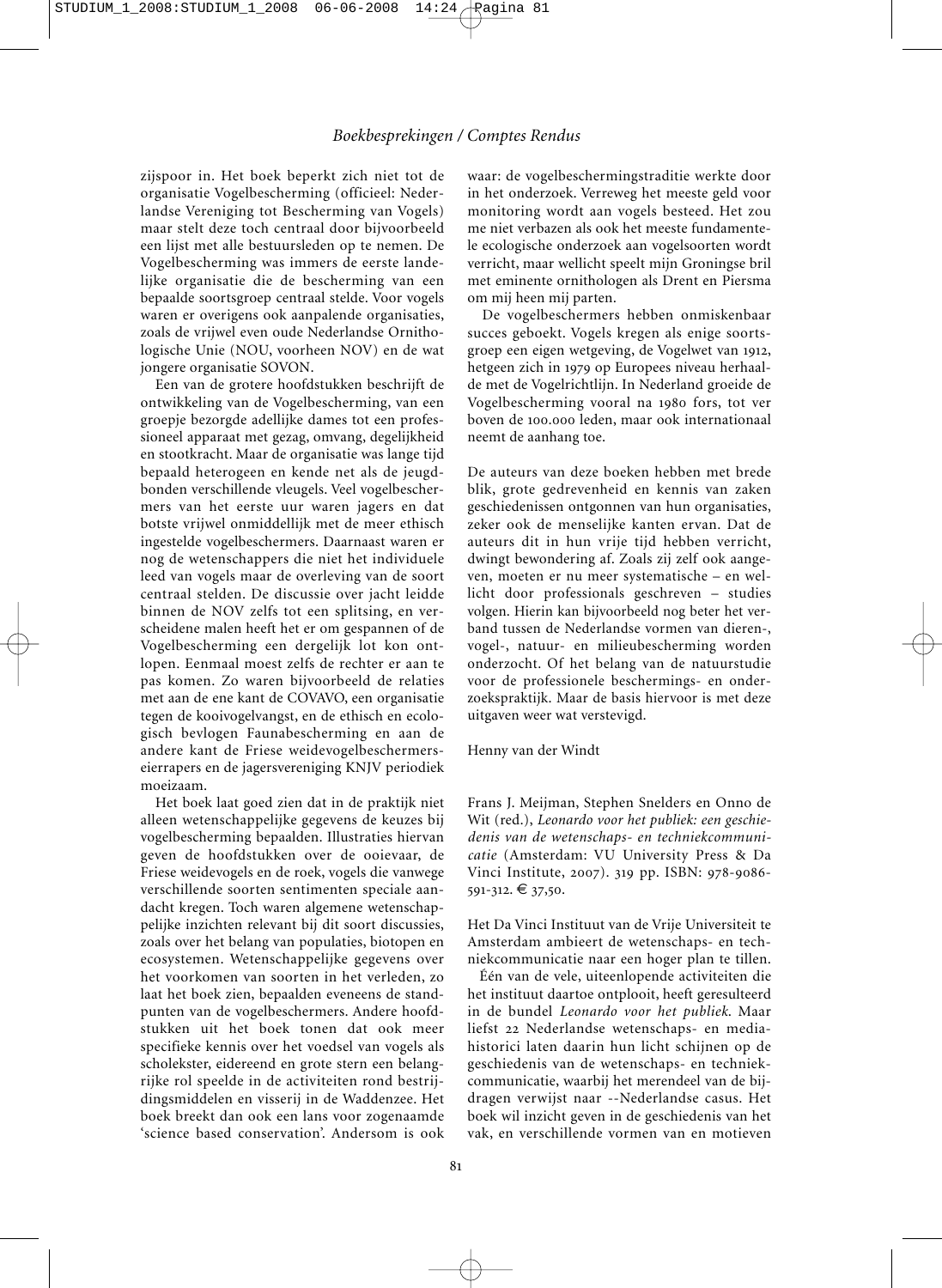zijspoor in. Het boek beperkt zich niet tot de organisatie Vogelbescherming (officieel: Nederlandse Vereniging tot Bescherming van Vogels) maar stelt deze toch centraal door bijvoorbeeld een lijst met alle bestuursleden op te nemen. De Vogelbescherming was immers de eerste landelijke organisatie die de bescherming van een bepaalde soortsgroep centraal stelde. Voor vogels waren er overigens ook aanpalende organisaties, zoals de vrijwel even oude Nederlandse Ornithologische Unie (NOU, voorheen NOV) en de wat jongere organisatie SOVON.

Een van de grotere hoofdstukken beschrijft de ontwikkeling van de Vogelbescherming, van een groepje bezorgde adellijke dames tot een professioneel apparaat met gezag, omvang, degelijkheid en stootkracht. Maar de organisatie was lange tijd bepaald heterogeen en kende net als de jeugdbonden verschillende vleugels. Veel vogelbeschermers van het eerste uur waren jagers en dat botste vrijwel onmiddellijk met de meer ethisch ingestelde vogelbeschermers. Daarnaast waren er nog de wetenschappers die niet het individuele leed van vogels maar de overleving van de soort centraal stelden. De discussie over jacht leidde binnen de NOV zelfs tot een splitsing, en verscheidene malen heeft het er om gespannen of de Vogelbescherming een dergelijk lot kon ontlopen. Eenmaal moest zelfs de rechter er aan te pas komen. Zo waren bijvoorbeeld de relaties met aan de ene kant de COVAVO, een organisatie tegen de kooivogelvangst, en de ethisch en ecologisch bevlogen Faunabescherming en aan de andere kant de Friese weidevogelbeschermers-eierrapers en de jagersvereniging KNJV periodiek moeizaam.

Het boek laat goed zien dat in de praktijk niet alleen wetenschappelijke gegevens de keuzes bij vogelbescherming bepaalden. Illustraties hiervan geven de hoofdstukken over de ooievaar, de Friese weidevogels en de roek, vogels die vanwege verschillende soorten sentimenten speciale aandacht kregen. Toch waren algemene wetenschappelijke inzichten relevant bij dit soort discussies, zoals over het belang van populaties, biotopen en ecosystemen. Wetenschappelijke gegevens over het voorkomen van soorten in het verleden, zo laat het boek zien, bepaalden eveneens de standpunten van de vogelbeschermers. Andere hoofdstukken uit het boek tonen dat ook meer specifieke kennis over het voedsel van vogels als scholekster, eidereend en grote stern een belangrijke rol speelde in de activiteiten rond bestrijdingsmiddelen en visserij in de Waddenzee. Het boek breekt dan ook een lans voor zogenaamde 'science based conservation'. Andersom is ook waar: de vogelbeschermingstraditie werkte door in het onderzoek. Verreweg het meeste geld voor monitoring wordt aan vogels besteed. Het zou me niet verbazen als ook het meeste fundamentele ecologische onderzoek aan vogelsoorten wordt verricht, maar wellicht speelt mijn Groningse bril met eminente ornithologen als Drent en Piersma om mij heen mij parten.

De vogelbeschermers hebben onmiskenbaar succes geboekt. Vogels kregen als enige soortsgroep een eigen wetgeving, de Vogelwet van 1912, hetgeen zich in 1979 op Europees niveau herhaalde met de Vogelrichtlijn. In Nederland groeide de Vogelbescherming vooral na 1980 fors, tot ver boven de 100.000 leden, maar ook internationaal neemt de aanhang toe.

De auteurs van deze boeken hebben met brede blik, grote gedrevenheid en kennis van zaken geschiedenissen ontgonnen van hun organisaties, zeker ook de menselijke kanten ervan. Dat de auteurs dit in hun vrije tijd hebben verricht, dwingt bewondering af. Zoals zij zelf ook aangeven, moeten er nu meer systematische – en wellicht door professionals geschreven – studies volgen. Hierin kan bijvoorbeeld nog beter het verband tussen de Nederlandse vormen van dieren-, vogel-, natuur- en milieubescherming worden onderzocht. Of het belang van de natuurstudie voor de professionele beschermings- en onderzoekspraktijk. Maar de basis hiervoor is met deze uitgaven weer wat verstevigd.

Henny van der Windt

Frans J. Meijman, Stephen Snelders en Onno de Wit (red.), *Leonardo voor het publiek: een geschiedenis van de wetenschaps- en techniekcommunicatie* (Amsterdam: VU University Press & Da Vinci Institute, 2007). 319 pp. ISBN: 978-9086-591-312. € 37,50.

Het Da Vinci Instituut van de Vrije Universiteit te Amsterdam ambieert de wetenschaps- en techniekcommunicatie naar een hoger plan te tillen.

Één van de vele, uiteenlopende activiteiten die het instituut daartoe ontplooit, heeft geresulteerd in de bundel *Leonardo voor het publiek.* Maar liefst 22 Nederlandse wetenschaps- en mediahistorici laten daarin hun licht schijnen op de geschiedenis van de wetenschaps- en techniekcommunicatie, waarbij het merendeel van de bijdragen verwijst naar --Nederlandse casus. Het boek wil inzicht geven in de geschiedenis van het vak, en verschillende vormen van en motieven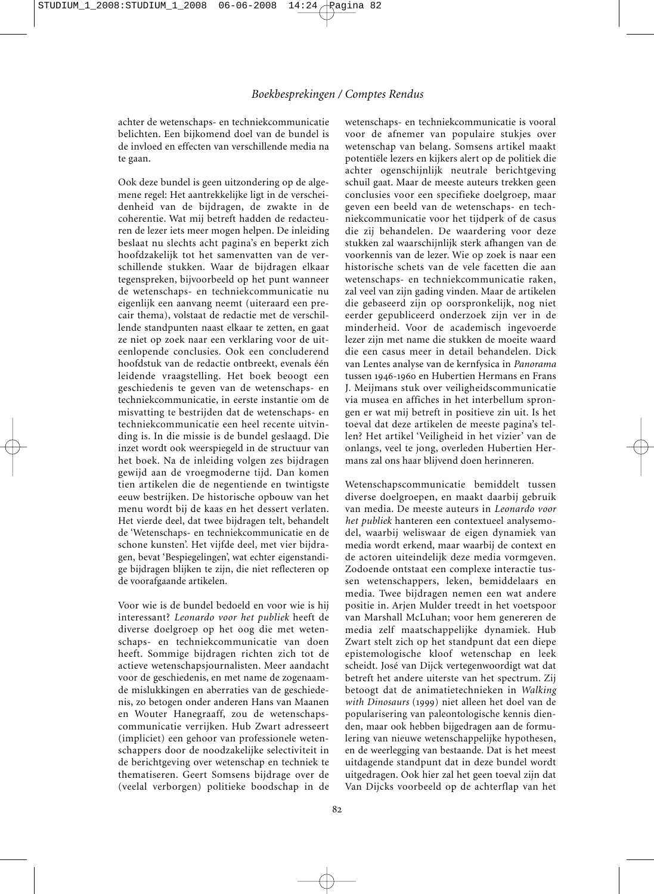achter de wetenschaps- en techniekcommunicatie belichten. Een bijkomend doel van de bundel is de invloed en effecten van verschillende media na te gaan.

Ook deze bundel is geen uitzondering op de algemene regel: Het aantrekkelijke ligt in de verscheidenheid van de bijdragen, de zwakte in de coherentie. Wat mij betreft hadden de redacteuren de lezer iets meer mogen helpen. De inleiding beslaat nu slechts acht pagina's en beperkt zich hoofdzakelijk tot het samenvatten van de verschillende stukken. Waar de bijdragen elkaar tegenspreken, bijvoorbeeld op het punt wanneer de wetenschaps- en techniekcommunicatie nu eigenlijk een aanvang neemt (uiteraard een precair thema), volstaat de redactie met de verschillende standpunten naast elkaar te zetten, en gaat ze niet op zoek naar een verklaring voor de uiteenlopende conclusies. Ook een concluderend hoofdstuk van de redactie ontbreekt, evenals één leidende vraagstelling. Het boek beoogt een geschiedenis te geven van de wetenschaps- en techniekcommunicatie, in eerste instantie om de misvatting te bestrijden dat de wetenschaps- en techniekcommunicatie een heel recente uitvinding is. In die missie is de bundel geslaagd. Die inzet wordt ook weerspiegeld in de structuur van het boek. Na de inleiding volgen zes bijdragen gewijd aan de vroegmoderne tijd. Dan komen tien artikelen die de negentiende en twintigste eeuw bestrijken. De historische opbouw van het menu wordt bij de kaas en het dessert verlaten. Het vierde deel, dat twee bijdragen telt, behandelt de 'Wetenschaps- en techniekcommunicatie en de schone kunsten'. Het vijfde deel, met vier bijdragen, bevat 'Bespiegelingen', wat echter eigenstandige bijdragen blijken te zijn, die niet reflecteren op de voorafgaande artikelen.

Voor wie is de bundel bedoeld en voor wie is hij interessant? *Leonardo voor het publiek* heeft de diverse doelgroep op het oog die met wetenschaps- en techniekcommunicatie van doen heeft. Sommige bijdragen richten zich tot de actieve wetenschapsjournalisten. Meer aandacht voor de geschiedenis, en met name de zogenaamde mislukkingen en aberraties van de geschiedenis, zo betogen onder anderen Hans van Maanen en Wouter Hanegraaff, zou de wetenschapscommunicatie verrijken. Hub Zwart adresseert (impliciet) een gehoor van professionele wetenschappers door de noodzakelijke selectiviteit in de berichtgeving over wetenschap en techniek te thematiseren. Geert Somsens bijdrage over de (veelal verborgen) politieke boodschap in de wetenschaps- en techniekcommunicatie is vooral voor de afnemer van populaire stukjes over wetenschap van belang. Somsens artikel maakt potentiële lezers en kijkers alert op de politiek die achter ogenschijnlijk neutrale berichtgeving schuil gaat. Maar de meeste auteurs trekken geen conclusies voor een specifieke doelgroep, maar geven een beeld van de wetenschaps- en techniekcommunicatie voor het tijdperk of de casus die zij behandelen. De waardering voor deze stukken zal waarschijnlijk sterk afhangen van de voorkennis van de lezer. Wie op zoek is naar een historische schets van de vele facetten die aan wetenschaps- en techniekcommunicatie raken, zal veel van zijn gading vinden. Maar de artikelen die gebaseerd zijn op oorspronkelijk, nog niet eerder gepubliceerd onderzoek zijn ver in de minderheid. Voor de academisch ingevoerde lezer zijn met name die stukken de moeite waard die een casus meer in detail behandelen. Dick van Lentes analyse van de kernfysica in *Panorama* tussen 1946-1960 en Hubertien Hermans en Frans J. Meijmans stuk over veiligheidscommunicatie via musea en affiches in het interbellum sprongen er wat mij betreft in positieve zin uit. Is het toeval dat deze artikelen de meeste pagina's tellen? Het artikel 'Veiligheid in het vizier' van de onlangs, veel te jong, overleden Hubertien Hermans zal ons haar blijvend doen herinneren.

Wetenschapscommunicatie bemiddelt tussen diverse doelgroepen, en maakt daarbij gebruik van media. De meeste auteurs in *Leonardo voor het publiek* hanteren een contextueel analysemodel, waarbij weliswaar de eigen dynamiek van media wordt erkend, maar waarbij de context en de actoren uiteindelijk deze media vormgeven. Zodoende ontstaat een complexe interactie tussen wetenschappers, leken, bemiddelaars en media. Twee bijdragen nemen een wat andere positie in. Arjen Mulder treedt in het voetspoor van Marshall McLuhan; voor hem genereren de media zelf maatschappelijke dynamiek. Hub Zwart stelt zich op het standpunt dat een diepe epistemologische kloof wetenschap en leek scheidt. José van Dijck vertegenwoordigt wat dat betreft het andere uiterste van het spectrum. Zij betoogt dat de animatietechnieken in *Walking with Dinosaurs* (1999) niet alleen het doel van de popularisering van paleontologische kennis dienden, maar ook hebben bijgedragen aan de formulering van nieuwe wetenschappelijke hypothesen, en de weerlegging van bestaande. Dat is het meest uitdagende standpunt dat in deze bundel wordt uitgedragen. Ook hier zal het geen toeval zijn dat Van Dijcks voorbeeld op de achterflap van het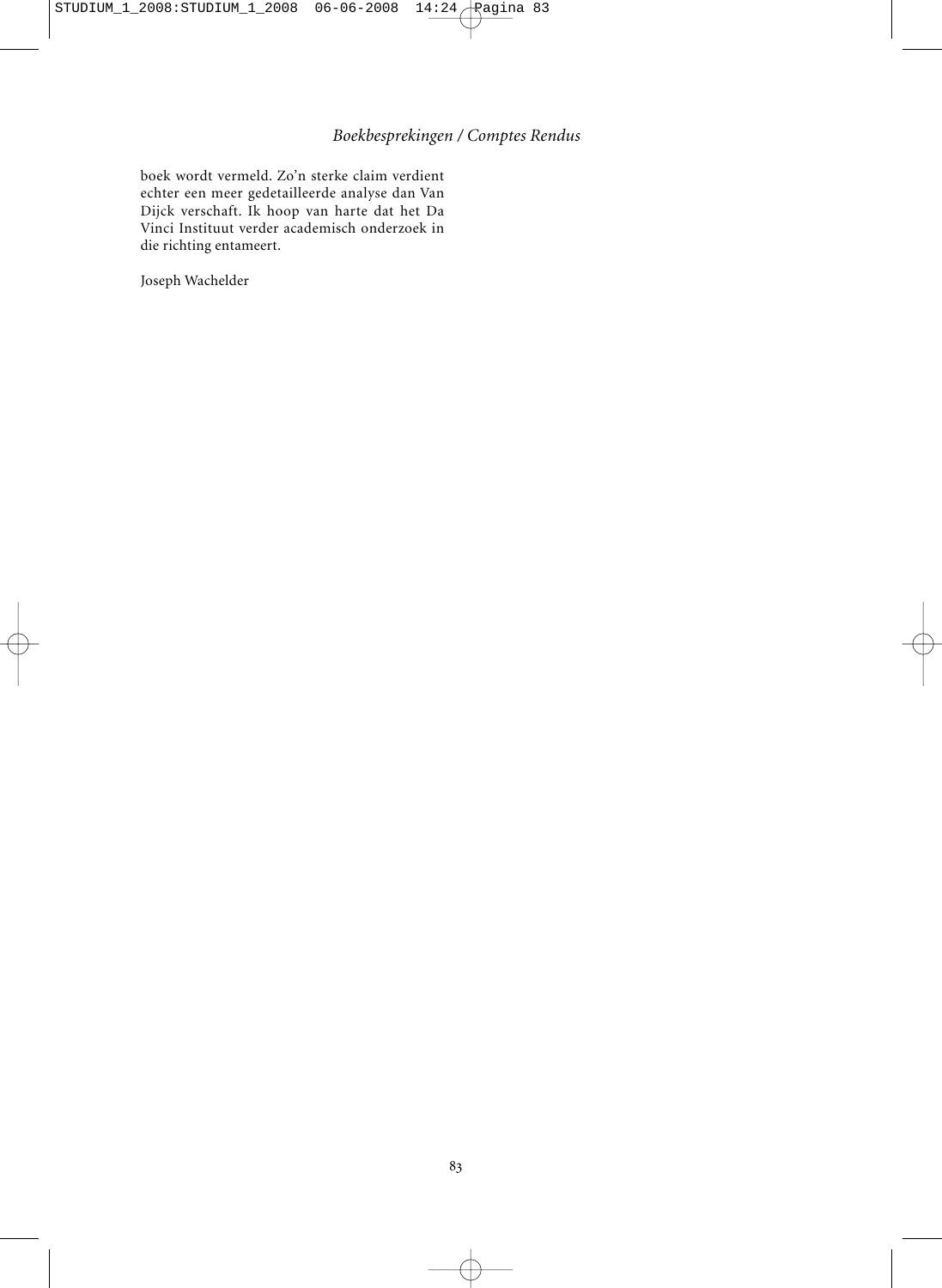boek wordt vermeld. Zo'n sterke claim verdient echter een meer gedetailleerde analyse dan Van Dijck verschaft. Ik hoop van harte dat het Da Vinci Instituut verder academisch onderzoek in die richting entameert.

Joseph Wachelder